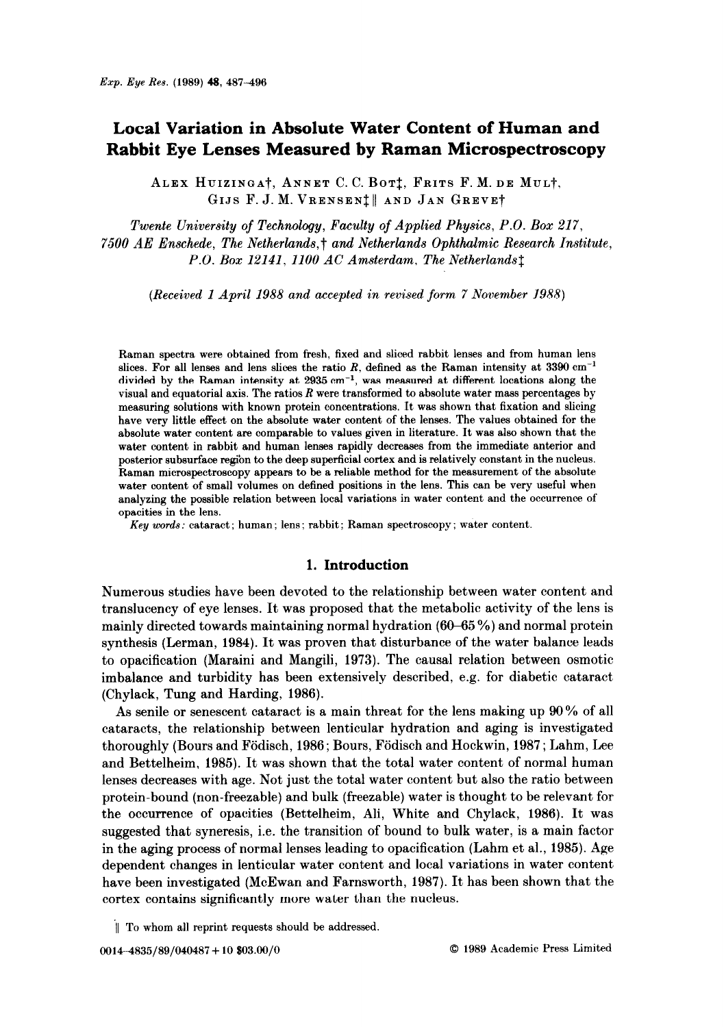# Local Variation in Absolute Water Content of Human and Rabbit Eye Lenses Measured by Raman Microspectroscopy

ALEX HUIZINGA†, ANNET C. C. BOT‡, FRITS F. M. DE MUL†, GIJS F. J. M. VRENSEN‡‖ AND JAN GREVE†

*Twente University of Technology, Faculty of Applied Physics, P.O. Box 217, 7500 AE Enschede, The Netherlands,† and Netherlands Ophthalmic Research Institute, P.O. Box 12141, 1100 AC Amsterdam, The Netherlands‡*

*(Received 1 April 1988 and accepted in revised form 7 November 1988)*

Raman spectra were obtained from fresh, fixed and sliced rabbit lenses and from human lens slices. For all lenses and lens slices the ratio $R$, defined as the Raman intensity at 3390 $cm^{-1}$ divided by the Raman intensity at 2935 $cm^{-1}$, was measured at different locations along the visual and equatorial axis. The ratios $R$ were transformed to absolute water mass percentages by measuring solutions with known protein concentrations. It was shown that fixation and slicing have very little effect on the absolute water content of the lenses. The values obtained for the absolute water content are comparable to values given in literature. It was also shown that the water content in rabbit and human lenses rapidly decreases from the immediate anterior and posterior subsurface region to the deep superficial cortex and is relatively constant in the nucleus. Raman microspectroscopy appears to be a reliable method for the measurement of the absolute water content of small volumes on defined positions in the lens. This can be very useful when analyzing the possible relation between local variations in water content and the occurrence of opacities in the lens.

*Key words:* cataract; human; lens; rabbit; Raman spectroscopy; water content.

## 1. Introduction

Numerous studies have been devoted to the relationship between water content and translucency of eye lenses. It was proposed that the metabolic activity of the lens is mainly directed towards maintaining normal hydration (60–65 %) and normal protein synthesis (Lerman, 1984). It was proven that disturbance of the water balance leads to opacification (Maraini and Mangili, 1973). The causal relation between osmotic imbalance and turbidity has been extensively described, e.g. for diabetic cataract (Chylack, Tung and Harding, 1986).

As senile or senescent cataract is a main threat for the lens making up 90 % of all cataracts, the relationship between lenticular hydration and aging is investigated thoroughly (Bours and Födisch, 1986; Bours, Födisch and Hockwin, 1987; Lahm, Lee and Bettelheim, 1985). It was shown that the total water content of normal human lenses decreases with age. Not just the total water content but also the ratio between protein-bound (non-freezable) and bulk (freezable) water is thought to be relevant for the occurrence of opacities (Bettelheim, Ali, White and Chylack, 1986). It was suggested that syneresis, i.e. the transition of bound to bulk water, is a main factor in the aging process of normal lenses leading to opacification (Lahm et al., 1985). Age dependent changes in lenticular water content and local variations in water content have been investigated (McEwan and Farnsworth, 1987). It has been shown that the cortex contains significantly more water than the nucleus.

‖ To whom all reprint requests should be addressed.

0014-4835/89/040487+10 $03.00/0 © 1989 Academic Press Limited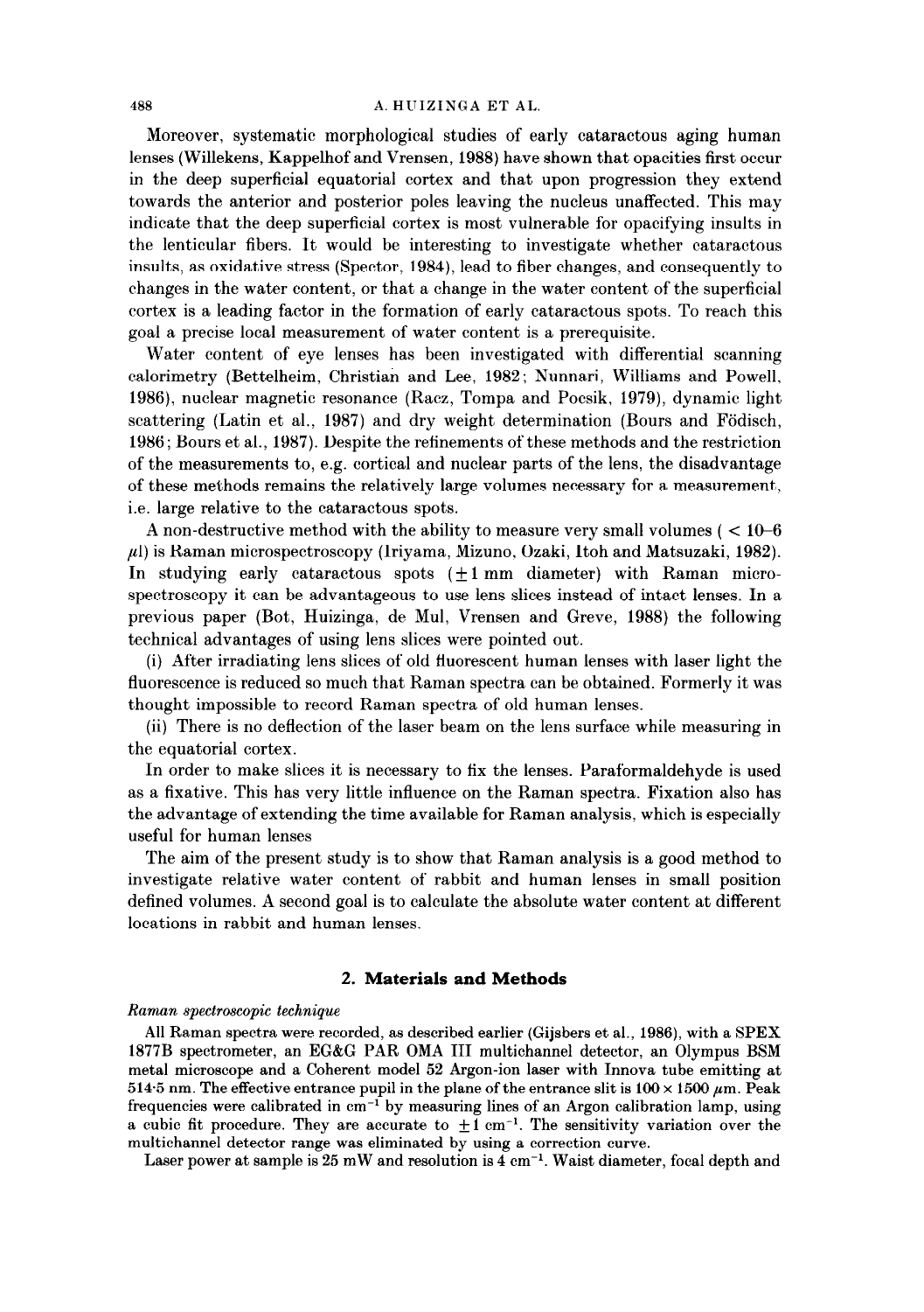Moreover, systematic morphological studies of early cataractous aging human lenses (Willekens, Kappelhof and Vrensen, 1988) have shown that opacities first occur in the deep superficial equatorial cortex and that upon progression they extend towards the anterior and posterior poles leaving the nucleus unaffected. This may indicate that the deep superficial cortex is most vulnerable for opacifying insults in the lenticular fibers. It would be interesting to investigate whether cataractous insults, as oxidative stress (Spector, 1984), lead to fiber changes, and consequently to changes in the water content, or that a change in the water content of the superficial cortex is a leading factor in the formation of early cataractous spots. To reach this goal a precise local measurement of water content is a prerequisite.

Water content of eye lenses has been investigated with differential scanning calorimetry (Bettelheim, Christian and Lee, 1982; Nunnari, Williams and Powell, 1986), nuclear magnetic resonance (Racz, Tompa and Pocsik, 1979), dynamic light scattering (Latin et al., 1987) and dry weight determination (Bours and Födisch, 1986; Bours et al., 1987). Despite the refinements of these methods and the restriction of the measurements to, e.g. cortical and nuclear parts of the lens, the disadvantage of these methods remains the relatively large volumes necessary for a measurement, i.e. large relative to the cataractous spots.

A non-destructive method with the ability to measure very small volumes ( $< 10^{-6}$ $\mu$l) is Raman microspectroscopy (Iriyama, Mizuno, Ozaki, Itoh and Matsuzaki, 1982). In studying early cataractous spots ($\pm 1$ mm diameter) with Raman microspectroscopy it can be advantageous to use lens slices instead of intact lenses. In a previous paper (Bot, Huizinga, de Mul, Vrensen and Greve, 1988) the following technical advantages of using lens slices were pointed out.

(i) After irradiating lens slices of old fluorescent human lenses with laser light the fluorescence is reduced so much that Raman spectra can be obtained. Formerly it was thought impossible to record Raman spectra of old human lenses.

(ii) There is no deflection of the laser beam on the lens surface while measuring in the equatorial cortex.

In order to make slices it is necessary to fix the lenses. Paraformaldehyde is used as a fixative. This has very little influence on the Raman spectra. Fixation also has the advantage of extending the time available for Raman analysis, which is especially useful for human lenses

The aim of the present study is to show that Raman analysis is a good method to investigate relative water content of rabbit and human lenses in small position defined volumes. A second goal is to calculate the absolute water content at different locations in rabbit and human lenses.

## 2. Materials and Methods

*Raman spectroscopic technique*

All Raman spectra were recorded, as described earlier (Gijsbers et al., 1986), with a SPEX 1877B spectrometer, an EG&G PAR OMA III multichannel detector, an Olympus BSM metal microscope and a Coherent model 52 Argon-ion laser with Innova tube emitting at 514·5 nm. The effective entrance pupil in the plane of the entrance slit is $100 \times 1500$ $\mu$m. Peak frequencies were calibrated in cm$^{-1}$ by measuring lines of an Argon calibration lamp, using a cubic fit procedure. They are accurate to $\pm 1$ cm$^{-1}$. The sensitivity variation over the multichannel detector range was eliminated by using a correction curve.

Laser power at sample is 25 mW and resolution is 4 cm$^{-1}$. Waist diameter, focal depth and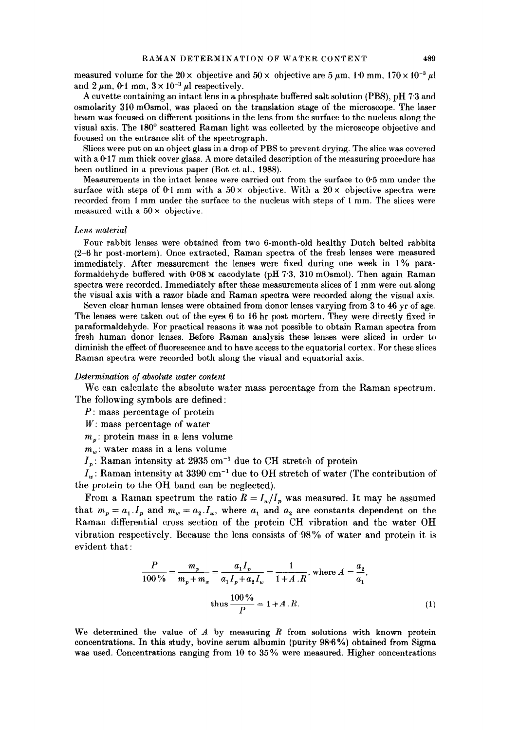measured volume for the 20× objective and 50× objective are 5 μm, 1·0 mm, $170 \times 10^{-3}$ μl and 2 μm, 0·1 mm, $3 \times 10^{-3}$ μl respectively.

A cuvette containing an intact lens in a phosphate buffered salt solution (PBS), pH 7·3 and osmolarity 310 mOsmol, was placed on the translation stage of the microscope. The laser beam was focused on different positions in the lens from the surface to the nucleus along the visual axis. The 180° scattered Raman light was collected by the microscope objective and focused on the entrance slit of the spectrograph.

Slices were put on an object glass in a drop of PBS to prevent drying. The slice was covered with a 0·17 mm thick cover glass. A more detailed description of the measuring procedure has been outlined in a previous paper (Bot et al., 1988).

Measurements in the intact lenses were carried out from the surface to 0·5 mm under the surface with steps of 0·1 mm with a 50× objective. With a 20× objective spectra were recorded from 1 mm under the surface to the nucleus with steps of 1 mm. The slices were measured with a 50× objective.

### *Lens material*

Four rabbit lenses were obtained from two 6-month-old healthy Dutch belted rabbits (2–6 hr post-mortem). Once extracted, Raman spectra of the fresh lenses were measured immediately. After measurement the lenses were fixed during one week in 1% paraformaldehyde buffered with 0·08 M cacodylate (pH 7·3, 310 mOsmol). Then again Raman spectra were recorded. Immediately after these measurements slices of 1 mm were cut along the visual axis with a razor blade and Raman spectra were recorded along the visual axis.

Seven clear human lenses were obtained from donor lenses varying from 3 to 46 yr of age. The lenses were taken out of the eyes 6 to 16 hr post mortem. They were directly fixed in paraformaldehyde. For practical reasons it was not possible to obtain Raman spectra from fresh human donor lenses. Before Raman analysis these lenses were sliced in order to diminish the effect of fluorescence and to have access to the equatorial cortex. For these slices Raman spectra were recorded both along the visual and equatorial axis.

### *Determination of absolute water content*

We can calculate the absolute water mass percentage from the Raman spectrum. The following symbols are defined:

$P$: mass percentage of protein

$W$: mass percentage of water

$m_p$: protein mass in a lens volume

$m_w$: water mass in a lens volume

$I_p$: Raman intensity at 2935 $cm^{-1}$ due to CH stretch of protein

$I_w$: Raman intensity at 3390 $cm^{-1}$ due to OH stretch of water (The contribution of the protein to the OH band can be neglected).

From a Raman spectrum the ratio $R = I_w/I_p$ was measured. It may be assumed that $m_p = a_1 . I_p$ and $m_w = a_2 . I_w$, where $a_1$ and $a_2$ are constants dependent on the Raman differential cross section of the protein CH vibration and the water OH vibration respectively. Because the lens consists of 98% of water and protein it is evident that:

$$\frac{P}{100\%} = \frac{m_p}{m_p + m_w} = \frac{a_1 I_p}{a_1 I_p + a_2 I_w} = \frac{1}{1 + A . R}, \text{ where } A = \frac{a_2}{a_1},$$

$$\text{thus } \frac{100\%}{P} = 1 + A . R. \tag{1}$$

We determined the value of $A$ by measuring $R$ from solutions with known protein concentrations. In this study, bovine serum albumin (purity 98·6%) obtained from Sigma was used. Concentrations ranging from 10 to 35% were measured. Higher concentrations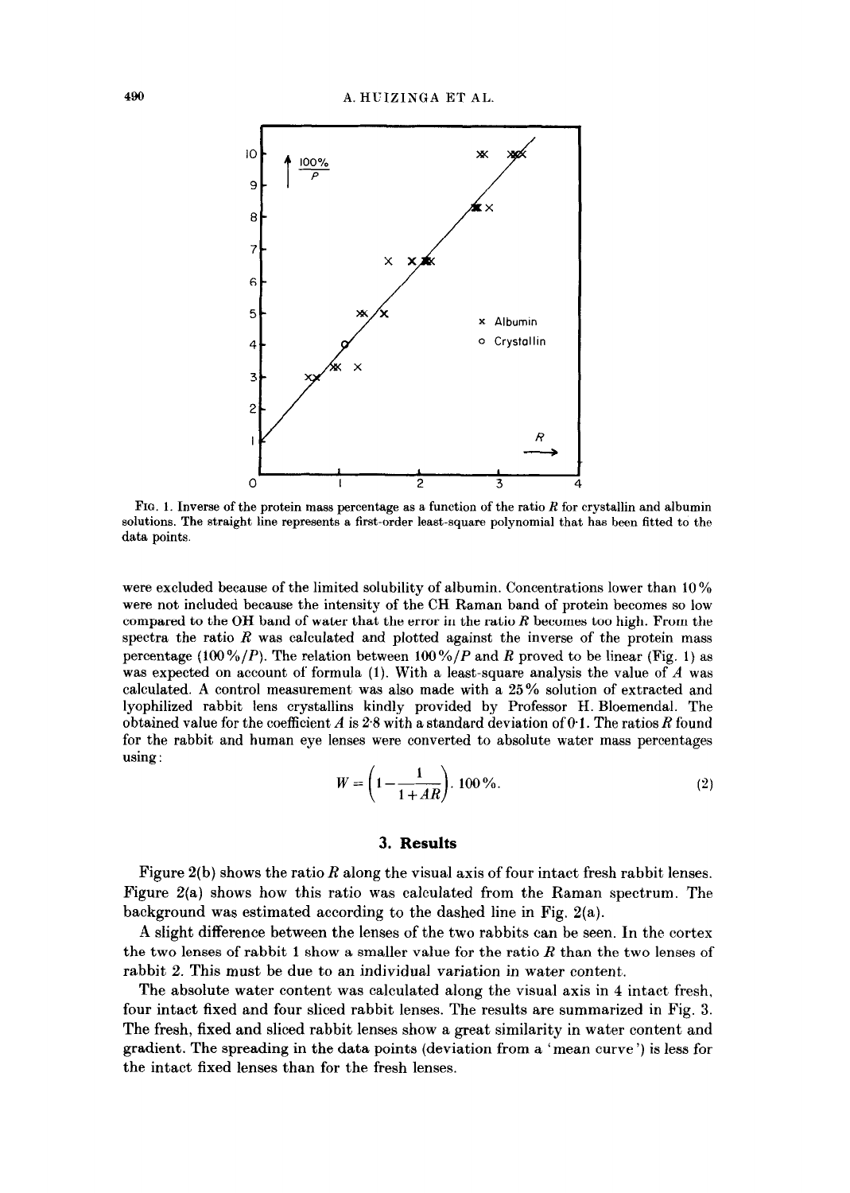FIG. 1. Inverse of the protein mass percentage as a function of the ratio $R$ for crystallin and albumin solutions. The straight line represents a first-order least-square polynomial that has been fitted to the data points.

were excluded because of the limited solubility of albumin. Concentrations lower than 10% were not included because the intensity of the CH Raman band of protein becomes so low compared to the OH band of water that the error in the ratio $R$ becomes too high. From the spectra the ratio $R$ was calculated and plotted against the inverse of the protein mass percentage ($100\%/P$). The relation between $100\%/P$ and $R$ proved to be linear (Fig. 1) as was expected on account of formula (1). With a least-square analysis the value of $A$ was calculated. A control measurement was also made with a 25% solution of extracted and lyophilized rabbit lens crystallins kindly provided by Professor H. Bloemendal. The obtained value for the coefficient $A$ is 2·8 with a standard deviation of 0·1. The ratios $R$ found for the rabbit and human eye lenses were converted to absolute water mass percentages using:

$$W = \left(1 - \frac{1}{1 + AR}\right) . \ 100\%. \tag{2}$$

## 3. Results

Figure 2(b) shows the ratio $R$ along the visual axis of four intact fresh rabbit lenses. Figure 2(a) shows how this ratio was calculated from the Raman spectrum. The background was estimated according to the dashed line in Fig. 2(a).

A slight difference between the lenses of the two rabbits can be seen. In the cortex the two lenses of rabbit 1 show a smaller value for the ratio $R$ than the two lenses of rabbit 2. This must be due to an individual variation in water content.

The absolute water content was calculated along the visual axis in 4 intact fresh, four intact fixed and four sliced rabbit lenses. The results are summarized in Fig. 3. The fresh, fixed and sliced rabbit lenses show a great similarity in water content and gradient. The spreading in the data points (deviation from a 'mean curve') is less for the intact fixed lenses than for the fresh lenses.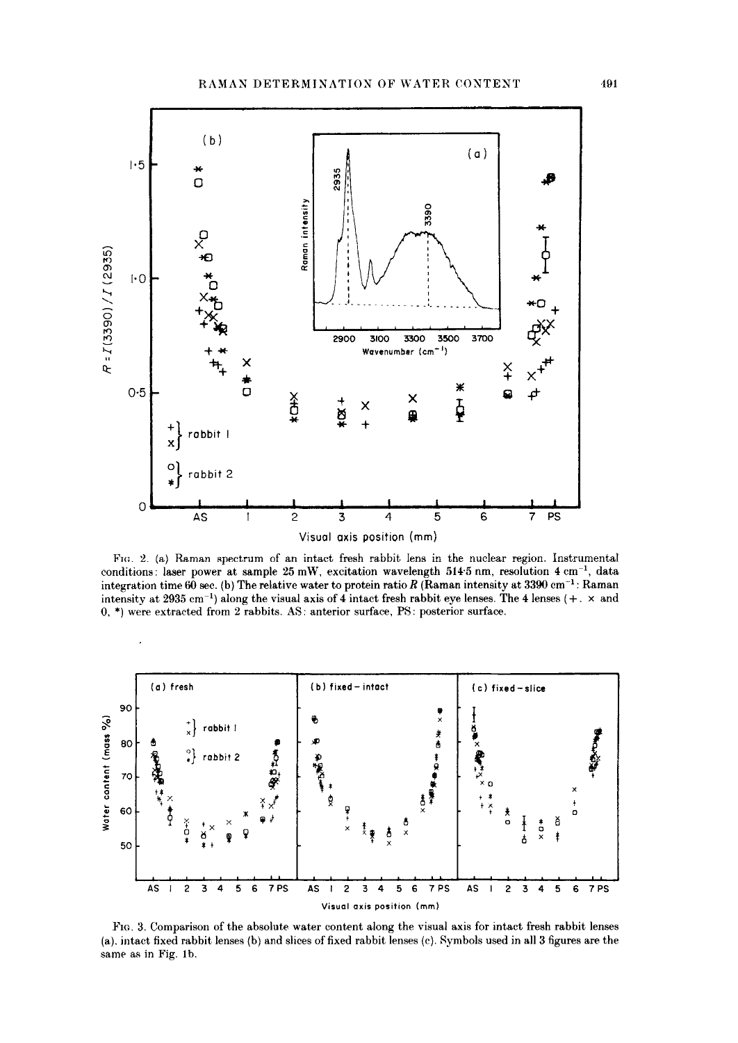FIG. 2. (a) Raman spectrum of an intact fresh rabbit lens in the nuclear region. Instrumental conditions: laser power at sample 25 mW, excitation wavelength 514·5 nm, resolution 4 cm$^{-1}$, data integration time 60 sec. (b) The relative water to protein ratio $R$ (Raman intensity at 3390 cm$^{-1}$: Raman intensity at 2935 cm$^{-1}$) along the visual axis of 4 intact fresh rabbit eye lenses. The 4 lenses (+, × and 0, *) were extracted from 2 rabbits. AS: anterior surface, PS: posterior surface.

FIG. 3. Comparison of the absolute water content along the visual axis for intact fresh rabbit lenses (a), intact fixed rabbit lenses (b) and slices of fixed rabbit lenses (c). Symbols used in all 3 figures are the same as in Fig. 1b.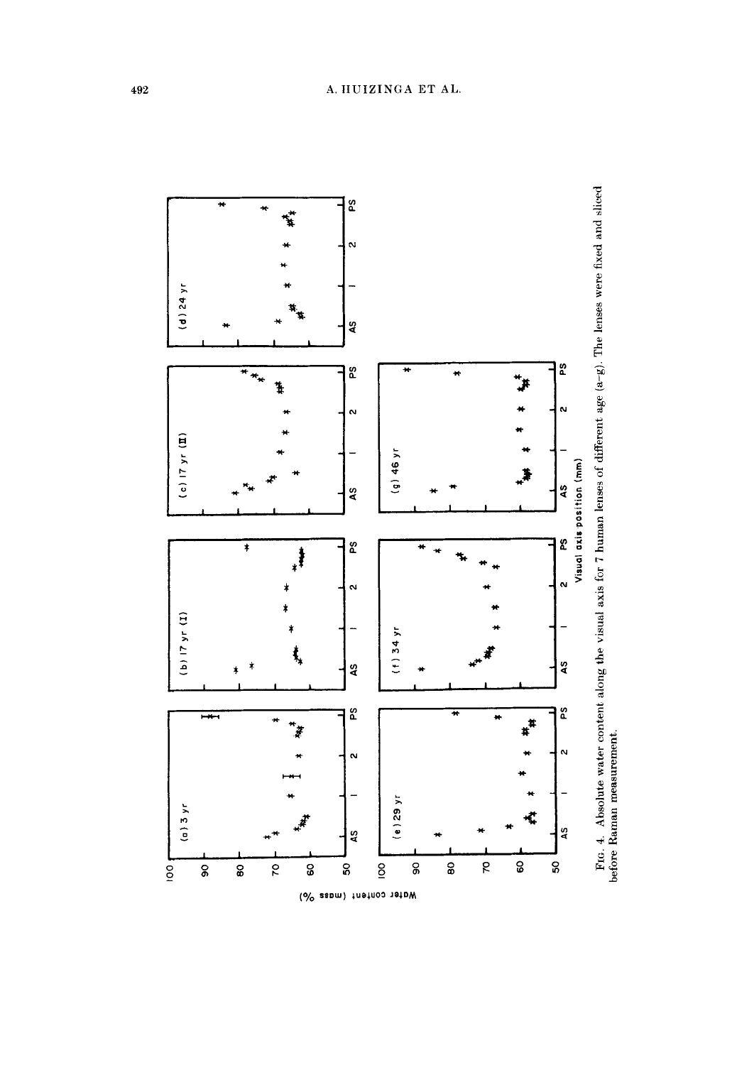FIG. 4. Absolute water content along the visual axis for 7 human lenses of different age (a–g). The lenses were fixed and sliced before Raman measurement.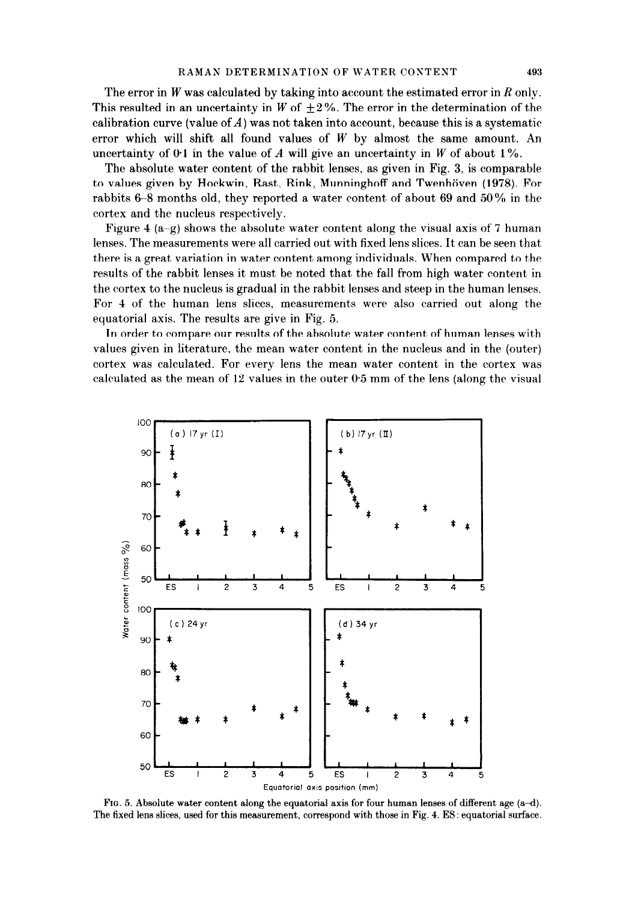The error in $W$ was calculated by taking into account the estimated error in $R$ only. This resulted in an uncertainty in $W$ of $\pm 2\%$. The error in the determination of the calibration curve (value of $A$) was not taken into account, because this is a systematic error which will shift all found values of $W$ by almost the same amount. An uncertainty of 0·1 in the value of $A$ will give an uncertainty in $W$ of about 1%.

The absolute water content of the rabbit lenses, as given in Fig. 3, is comparable to values given by Hockwin, Rast, Rink, Munninghoff and Twenhöven (1978). For rabbits 6–8 months old, they reported a water content of about 69 and 50% in the cortex and the nucleus respectively.

Figure 4 (a–g) shows the absolute water content along the visual axis of 7 human lenses. The measurements were all carried out with fixed lens slices. It can be seen that there is a great variation in water content among individuals. When compared to the results of the rabbit lenses it must be noted that the fall from high water content in the cortex to the nucleus is gradual in the rabbit lenses and steep in the human lenses. For 4 of the human lens slices, measurements were also carried out along the equatorial axis. The results are give in Fig. 5.

In order to compare our results of the absolute water content of human lenses with values given in literature, the mean water content in the nucleus and in the (outer) cortex was calculated. For every lens the mean water content in the cortex was calculated as the mean of 12 values in the outer 0·5 mm of the lens (along the visual

Fig. 5. Absolute water content along the equatorial axis for four human lenses of different age (a–d). The fixed lens slices, used for this measurement, correspond with those in Fig. 4. ES: equatorial surface.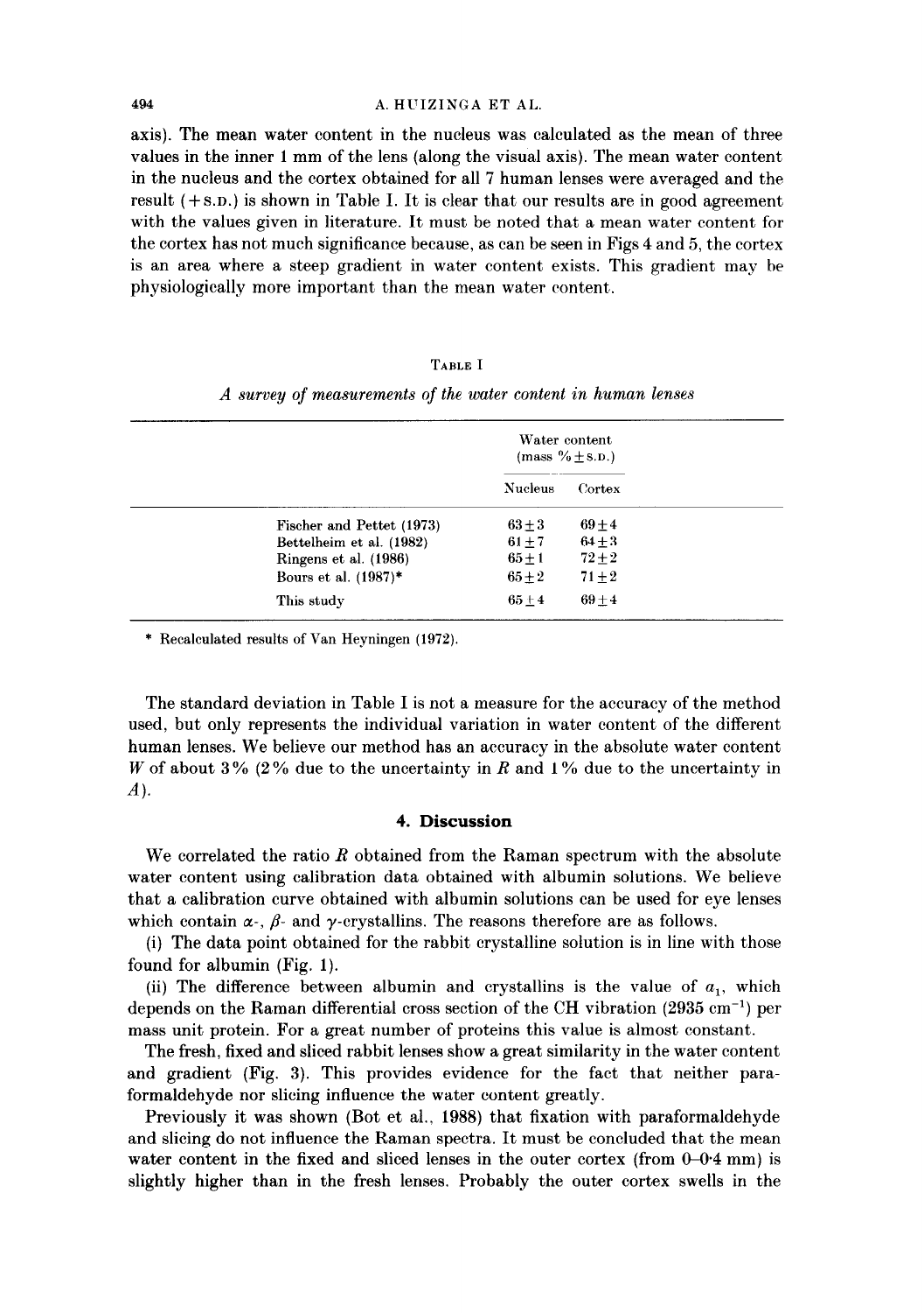axis). The mean water content in the nucleus was calculated as the mean of three values in the inner 1 mm of the lens (along the visual axis). The mean water content in the nucleus and the cortex obtained for all 7 human lenses were averaged and the result (+S.D.) is shown in Table I. It is clear that our results are in good agreement with the values given in literature. It must be noted that a mean water content for the cortex has not much significance because, as can be seen in Figs 4 and 5, the cortex is an area where a steep gradient in water content exists. This gradient may be physiologically more important than the mean water content.

TABLE I

*A survey of measurements of the water content in human lenses*

| | Water content (mass % ± S.D.) | |
|---|---|---|
| | Nucleus | Cortex |
| Fischer and Pettet (1973) | 63 ± 3 | 69 ± 4 |
| Bettelheim et al. (1982) | 61 ± 7 | 64 ± 3 |
| Ringens et al. (1986) | 65 ± 1 | 72 ± 2 |
| Bours et al. (1987)* | 65 ± 2 | 71 ± 2 |
| This study | 65 ± 4 | 69 ± 4 |

\* Recalculated results of Van Heyningen (1972).

The standard deviation in Table I is not a measure for the accuracy of the method used, but only represents the individual variation in water content of the different human lenses. We believe our method has an accuracy in the absolute water content $W$ of about 3% (2% due to the uncertainty in $R$ and 1% due to the uncertainty in $A$).

## 4. Discussion

We correlated the ratio $R$ obtained from the Raman spectrum with the absolute water content using calibration data obtained with albumin solutions. We believe that a calibration curve obtained with albumin solutions can be used for eye lenses which contain $\alpha$-, $\beta$- and $\gamma$-crystallins. The reasons therefore are as follows.

(i) The data point obtained for the rabbit crystalline solution is in line with those found for albumin (Fig. 1).

(ii) The difference between albumin and crystallins is the value of $a_1$, which depends on the Raman differential cross section of the CH vibration (2935 $\text{cm}^{-1}$) per mass unit protein. For a great number of proteins this value is almost constant.

The fresh, fixed and sliced rabbit lenses show a great similarity in the water content and gradient (Fig. 3). This provides evidence for the fact that neither paraformaldehyde nor slicing influence the water content greatly.

Previously it was shown (Bot et al., 1988) that fixation with paraformaldehyde and slicing do not influence the Raman spectra. It must be concluded that the mean water content in the fixed and sliced lenses in the outer cortex (from 0–0·4 mm) is slightly higher than in the fresh lenses. Probably the outer cortex swells in the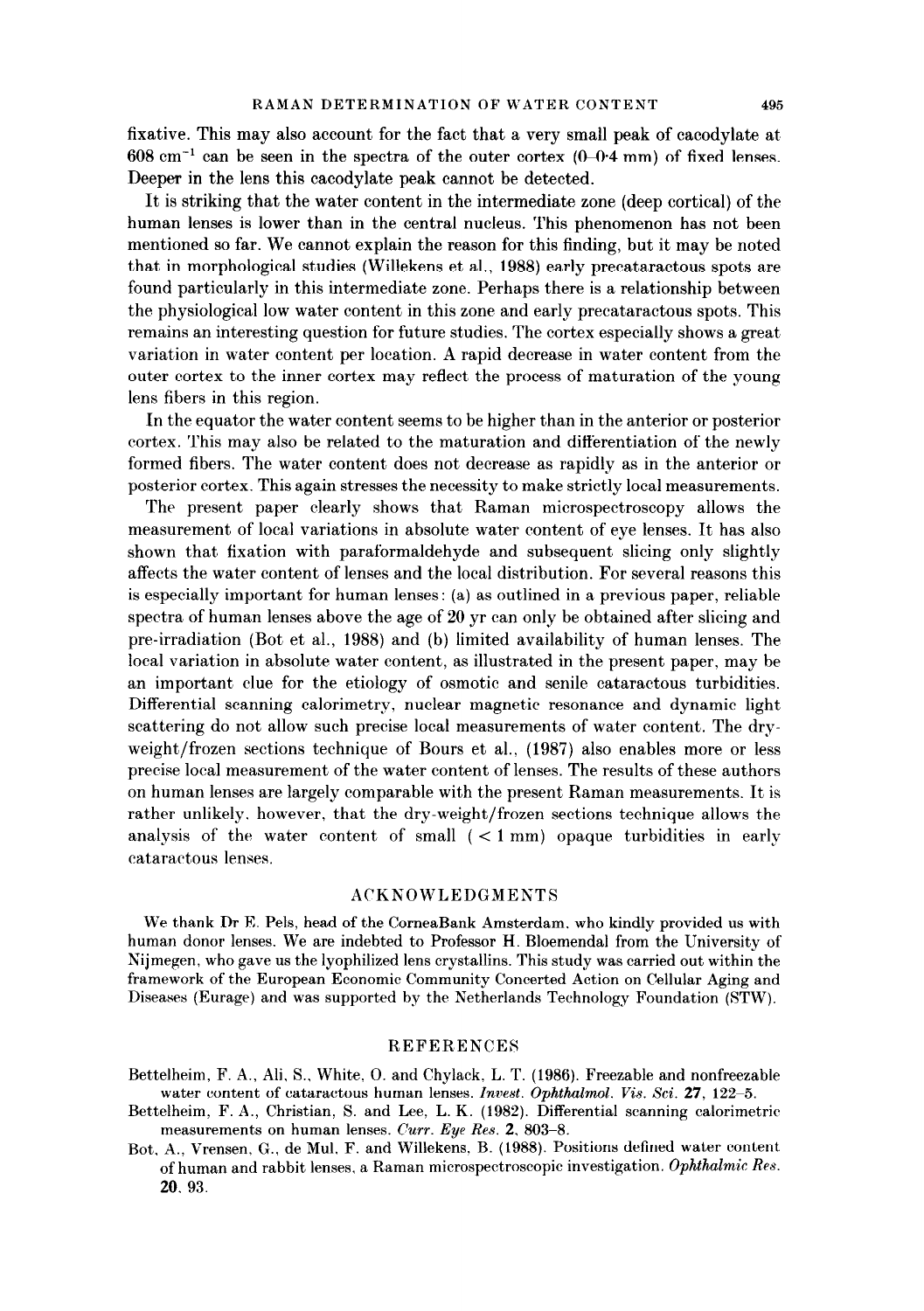fixative. This may also account for the fact that a very small peak of cacodylate at 608 $cm^{-1}$ can be seen in the spectra of the outer cortex (0–0·4 mm) of fixed lenses. Deeper in the lens this cacodylate peak cannot be detected.

It is striking that the water content in the intermediate zone (deep cortical) of the human lenses is lower than in the central nucleus. This phenomenon has not been mentioned so far. We cannot explain the reason for this finding, but it may be noted that in morphological studies (Willekens et al., 1988) early precataractous spots are found particularly in this intermediate zone. Perhaps there is a relationship between the physiological low water content in this zone and early precataractous spots. This remains an interesting question for future studies. The cortex especially shows a great variation in water content per location. A rapid decrease in water content from the outer cortex to the inner cortex may reflect the process of maturation of the young lens fibers in this region.

In the equator the water content seems to be higher than in the anterior or posterior cortex. This may also be related to the maturation and differentiation of the newly formed fibers. The water content does not decrease as rapidly as in the anterior or posterior cortex. This again stresses the necessity to make strictly local measurements.

The present paper clearly shows that Raman microspectroscopy allows the measurement of local variations in absolute water content of eye lenses. It has also shown that fixation with paraformaldehyde and subsequent slicing only slightly affects the water content of lenses and the local distribution. For several reasons this is especially important for human lenses: (a) as outlined in a previous paper, reliable spectra of human lenses above the age of 20 yr can only be obtained after slicing and pre-irradiation (Bot et al., 1988) and (b) limited availability of human lenses. The local variation in absolute water content, as illustrated in the present paper, may be an important clue for the etiology of osmotic and senile cataractous turbidities. Differential scanning calorimetry, nuclear magnetic resonance and dynamic light scattering do not allow such precise local measurements of water content. The dry-weight/frozen sections technique of Bours et al., (1987) also enables more or less precise local measurement of the water content of lenses. The results of these authors on human lenses are largely comparable with the present Raman measurements. It is rather unlikely, however, that the dry-weight/frozen sections technique allows the analysis of the water content of small ( $< 1$ mm) opaque turbidities in early cataractous lenses.

## ACKNOWLEDGMENTS

We thank Dr E. Pels, head of the CorneaBank Amsterdam, who kindly provided us with human donor lenses. We are indebted to Professor H. Bloemendal from the University of Nijmegen, who gave us the lyophilized lens crystallins. This study was carried out within the framework of the European Economic Community Concerted Action on Cellular Aging and Diseases (Eurage) and was supported by the Netherlands Technology Foundation (STW).

## REFERENCES

Bettelheim, F. A., Ali, S., White, O. and Chylack, L. T. (1986). Freezable and nonfreezable water content of cataractous human lenses. *Invest. Ophthalmol. Vis. Sci.* **27**, 122–5.

Bettelheim, F. A., Christian, S. and Lee, L. K. (1982). Differential scanning calorimetric measurements on human lenses. *Curr. Eye Res.* **2**, 803–8.

Bot, A., Vrensen, G., de Mul, F. and Willekens, B. (1988). Positions defined water content of human and rabbit lenses, a Raman microspectroscopic investigation. *Ophthalmic Res.* **20**, 93.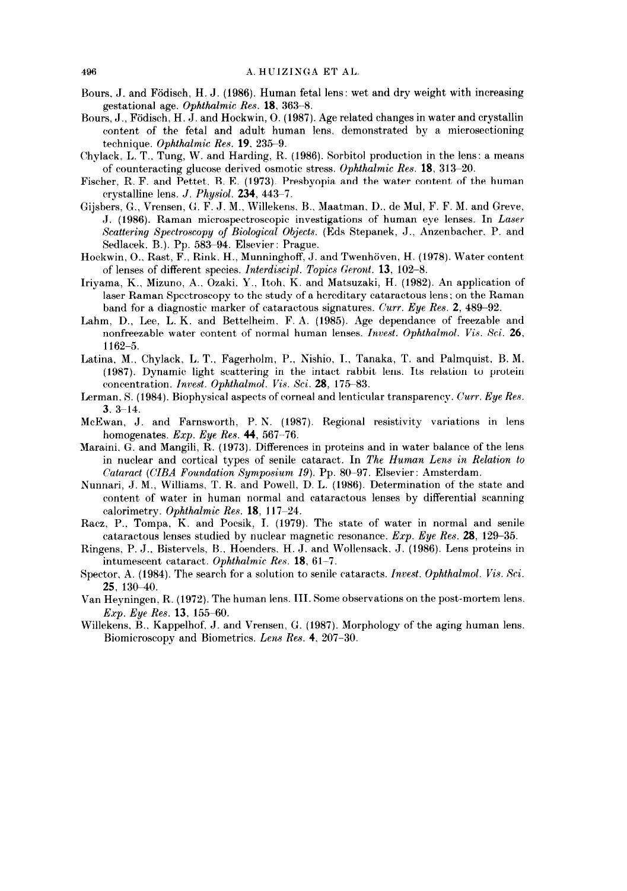Bours, J. and Födisch, H. J. (1986). Human fetal lens: wet and dry weight with increasing gestational age. *Ophthalmic Res.* **18**, 363–8.

Bours, J., Födisch, H. J. and Hockwin, O. (1987). Age related changes in water and crystallin content of the fetal and adult human lens, demonstrated by a microsectioning technique. *Ophthalmic Res.* **19**, 235–9.

Chylack, L. T., Tung, W. and Harding, R. (1986). Sorbitol production in the lens: a means of counteracting glucose derived osmotic stress. *Ophthalmic Res.* **18**, 313–20.

Fischer, R. F. and Pettet, B. E. (1973). Presbyopia and the water content of the human crystalline lens. *J. Physiol.* **234**, 443–7.

Gijsbers, G., Vrensen, G. F. J. M., Willekens, B., Maatman, D., de Mul, F. F. M. and Greve, J. (1986). Raman microspectroscopic investigations of human eye lenses. In *Laser Scattering Spectroscopy of Biological Objects.* (Eds Stepanek, J., Anzenbacher, P. and Sedlacek, B.). Pp. 583–94. Elsevier: Prague.

Hockwin, O., Rast, F., Rink, H., Munninghoff, J. and Twenhöven, H. (1978). Water content of lenses of different species. *Interdiscipl. Topics Geront.* **13**, 102–8.

Iriyama, K., Mizuno, A., Ozaki, Y., Itoh, K. and Matsuzaki, H. (1982). An application of laser Raman Spectroscopy to the study of a hereditary cataractous lens; on the Raman band for a diagnostic marker of cataractous signatures. *Curr. Eye Res.* **2**, 489–92.

Lahm, D., Lee, L. K. and Bettelheim, F. A. (1985). Age dependance of freezable and nonfreezable water content of normal human lenses. *Invest. Ophthalmol. Vis. Sci.* **26**, 1162–5.

Latina, M., Chylack, L. T., Fagerholm, P., Nishio, I., Tanaka, T. and Palmquist, B. M. (1987). Dynamic light scattering in the intact rabbit lens. Its relation to protein concentration. *Invest. Ophthalmol. Vis. Sci.* **28**, 175–83.

Lerman, S. (1984). Biophysical aspects of corneal and lenticular transparency. *Curr. Eye Res.* **3**, 3–14.

McEwan, J. and Farnsworth, P. N. (1987). Regional resistivity variations in lens homogenates. *Exp. Eye Res.* **44**, 567–76.

Maraini, G. and Mangili, R. (1973). Differences in proteins and in water balance of the lens in nuclear and cortical types of senile cataract. In *The Human Lens in Relation to Cataract (CIBA Foundation Symposium 19).* Pp. 80–97. Elsevier: Amsterdam.

Nunnari, J. M., Williams, T. R. and Powell, D. L. (1986). Determination of the state and content of water in human normal and cataractous lenses by differential scanning calorimetry. *Ophthalmic Res.* **18**, 117–24.

Racz, P., Tompa, K. and Pocsik, I. (1979). The state of water in normal and senile cataractous lenses studied by nuclear magnetic resonance. *Exp. Eye Res.* **28**, 129–35.

Ringens, P. J., Bistervels, B., Hoenders, H. J. and Wollensack, J. (1986). Lens proteins in intumescent cataract. *Ophthalmic Res.* **18**, 61–7.

Spector, A. (1984). The search for a solution to senile cataracts. *Invest. Ophthalmol. Vis. Sci.* **25**, 130–40.

Van Heyningen, R. (1972). The human lens. III. Some observations on the post-mortem lens. *Exp. Eye Res.* **13**, 155–60.

Willekens, B., Kappelhof, J. and Vrensen, G. (1987). Morphology of the aging human lens. Biomicroscopy and Biometrics. *Lens Res.* **4**, 207–30.